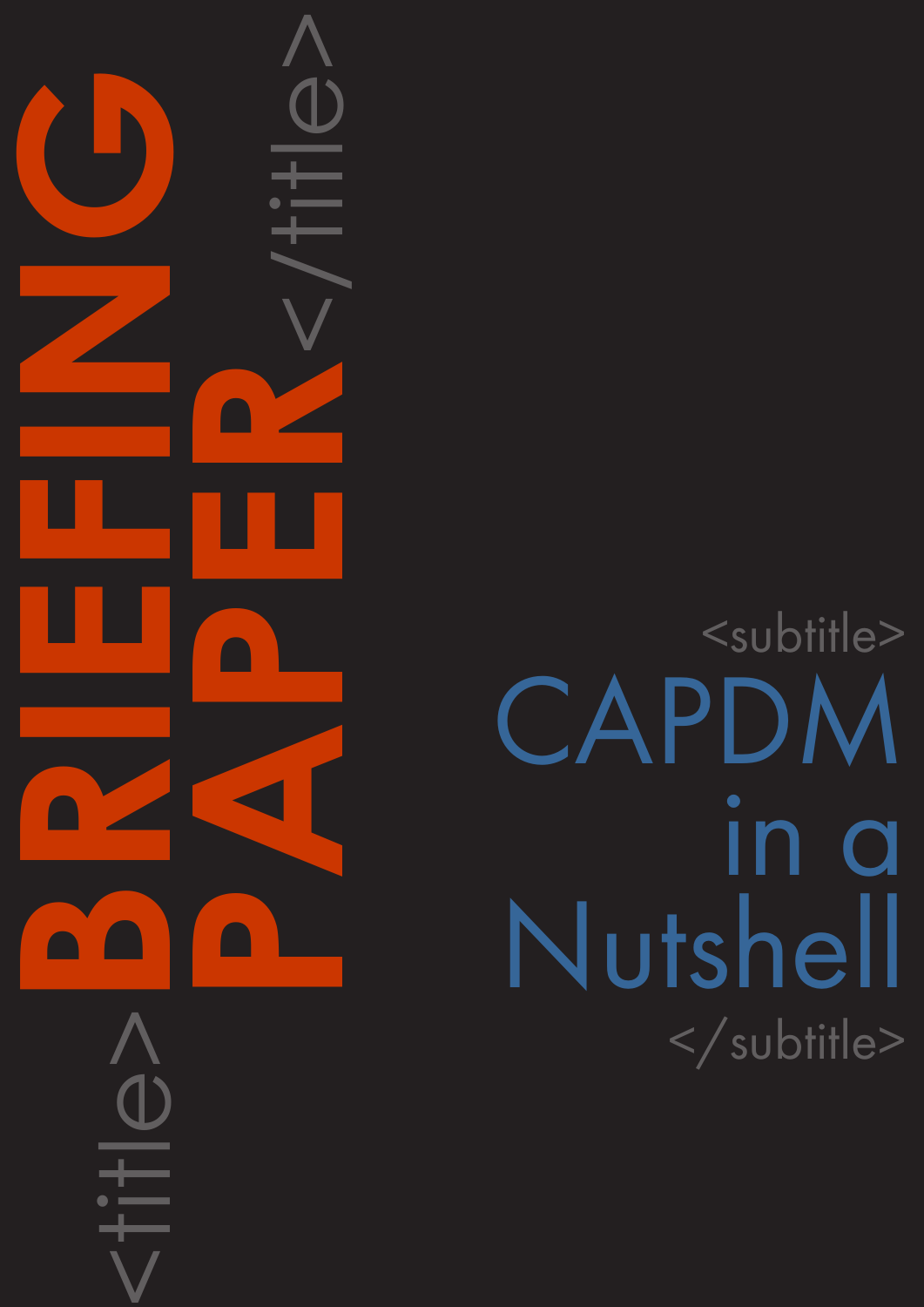<title>

# BRIEFING PAPER

</title>

<subtitle>

## CAPDM in a Nutshell

</subtitle>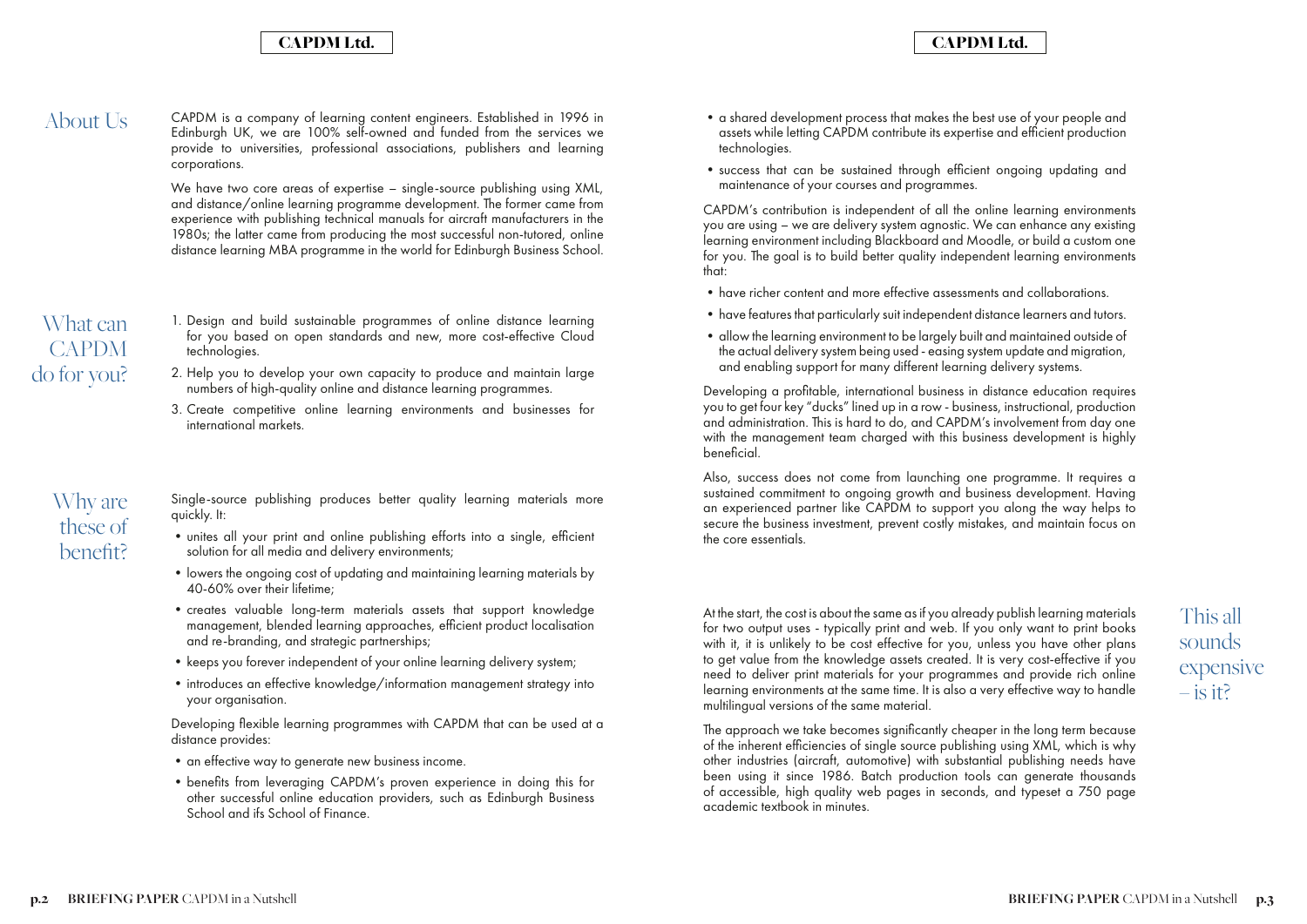## About Us

CAPDM is a company of learning content engineers. Established in 1996 in Edinburgh UK, we are 100% self-owned and funded from the services we provide to universities, professional associations, publishers and learning corporations.

We have two core areas of expertise – single-source publishing using XML, and distance/online learning programme development. The former came from experience with publishing technical manuals for aircraft manufacturers in the 1980s; the latter came from producing the most successful non-tutored, online distance learning MBA programme in the world for Edinburgh Business School.

## What can CAPDM do for you?

1. Design and build sustainable programmes of online distance learning for you based on open standards and new, more cost-effective Cloud technologies.
2. Help you to develop your own capacity to produce and maintain large numbers of high-quality online and distance learning programmes.
3. Create competitive online learning environments and businesses for international markets.

## Why are these of benefit?

Single-source publishing produces better quality learning materials more quickly. It:

- unites all your print and online publishing efforts into a single, efficient solution for all media and delivery environments;
- lowers the ongoing cost of updating and maintaining learning materials by 40-60% over their lifetime;
- creates valuable long-term materials assets that support knowledge management, blended learning approaches, efficient product localisation and re-branding, and strategic partnerships;
- keeps you forever independent of your online learning delivery system;
- introduces an effective knowledge/information management strategy into your organisation.

Developing flexible learning programmes with CAPDM that can be used at a distance provides:

- an effective way to generate new business income.
- benefits from leveraging CAPDM's proven experience in doing this for other successful online education providers, such as Edinburgh Business School and ifs School of Finance.
- a shared development process that makes the best use of your people and assets while letting CAPDM contribute its expertise and efficient production technologies.
- success that can be sustained through efficient ongoing updating and maintenance of your courses and programmes.

CAPDM's contribution is independent of all the online learning environments you are using – we are delivery system agnostic. We can enhance any existing learning environment including Blackboard and Moodle, or build a custom one for you. The goal is to build better quality independent learning environments that:

- have richer content and more effective assessments and collaborations.
- have features that particularly suit independent distance learners and tutors.
- allow the learning environment to be largely built and maintained outside of the actual delivery system being used - easing system update and migration, and enabling support for many different learning delivery systems.

Developing a profitable, international business in distance education requires you to get four key "ducks" lined up in a row - business, instructional, production and administration. This is hard to do, and CAPDM's involvement from day one with the management team charged with this business development is highly beneficial.

Also, success does not come from launching one programme. It requires a sustained commitment to ongoing growth and business development. Having an experienced partner like CAPDM to support you along the way helps to secure the business investment, prevent costly mistakes, and maintain focus on the core essentials.

## This all sounds expensive – is it?

At the start, the cost is about the same as if you already publish learning materials for two output uses - typically print and web. If you only want to print books with it, it is unlikely to be cost effective for you, unless you have other plans to get value from the knowledge assets created. It is very cost-effective if you need to deliver print materials for your programmes and provide rich online learning environments at the same time. It is also a very effective way to handle multilingual versions of the same material.

The approach we take becomes significantly cheaper in the long term because of the inherent efficiencies of single source publishing using XML, which is why other industries (aircraft, automotive) with substantial publishing needs have been using it since 1986. Batch production tools can generate thousands of accessible, high quality web pages in seconds, and typeset a 750 page academic textbook in minutes.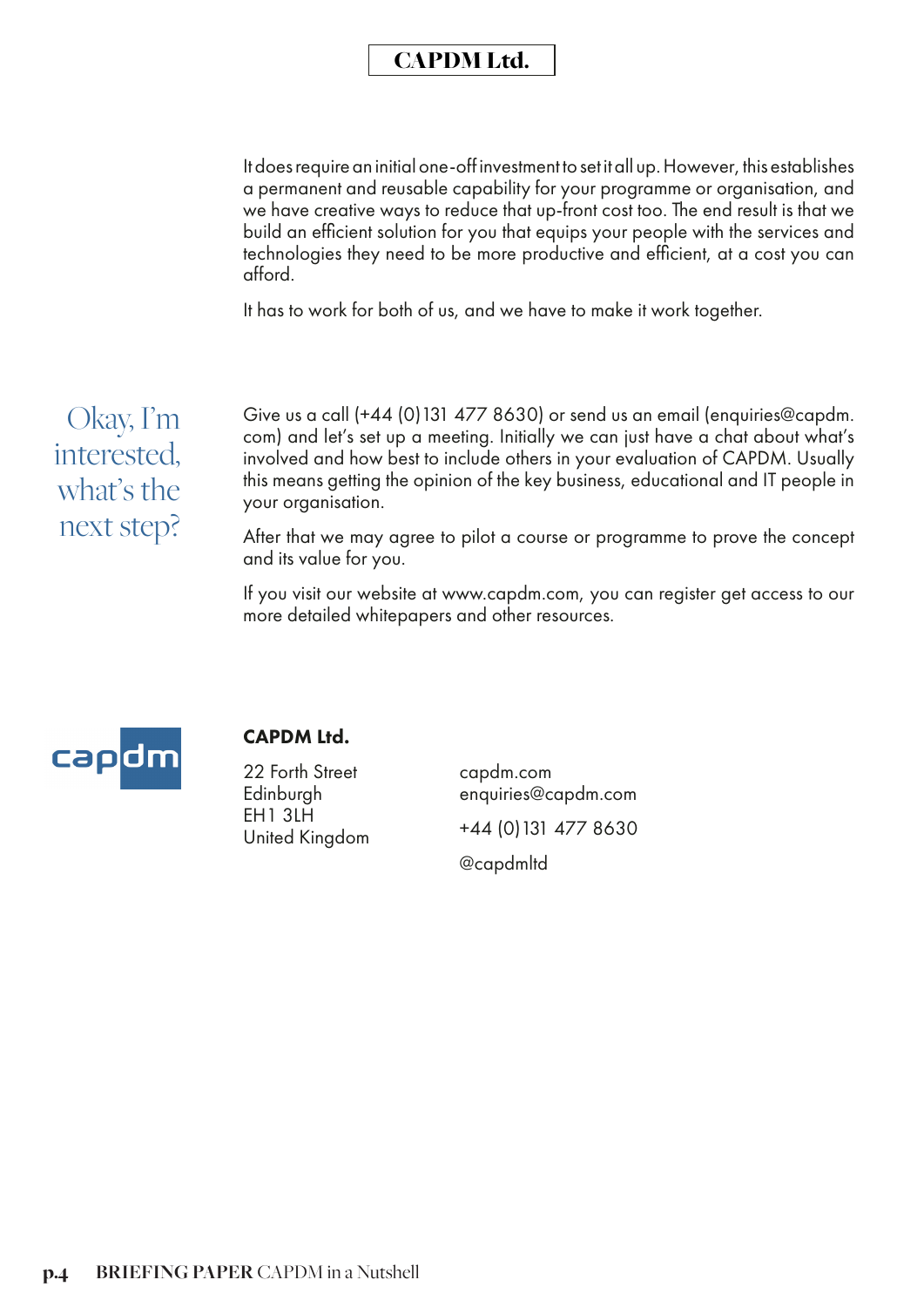It does require an initial one-off investment to set it all up. However, this establishes a permanent and reusable capability for your programme or organisation, and we have creative ways to reduce that up-front cost too. The end result is that we build an efficient solution for you that equips your people with the services and technologies they need to be more productive and efficient, at a cost you can afford.

It has to work for both of us, and we have to make it work together.

## Okay, I'm interested, what's the next step?

Give us a call (+44 (0)131 477 8630) or send us an email (enquiries@capdm.com) and let's set up a meeting. Initially we can just have a chat about what's involved and how best to include others in your evaluation of CAPDM. Usually this means getting the opinion of the key business, educational and IT people in your organisation.

After that we may agree to pilot a course or programme to prove the concept and its value for you.

If you visit our website at www.capdm.com, you can register get access to our more detailed whitepapers and other resources.

capdm

**CAPDM Ltd.**

22 Forth Street
Edinburgh
EH1 3LH
United Kingdom

capdm.com
enquiries@capdm.com

+44 (0)131 477 8630

@capdmltd